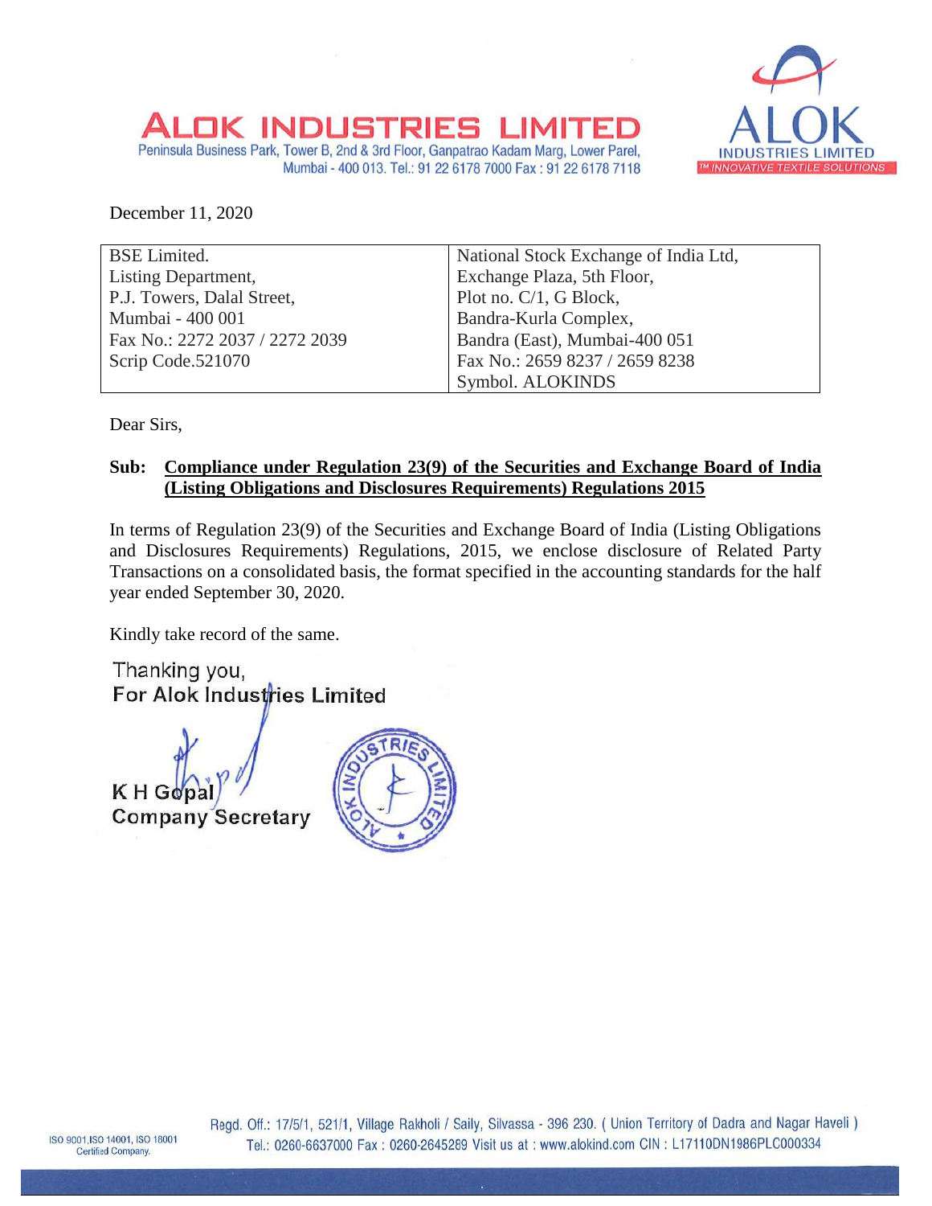# ALOK INDUSTRIES LIMITED

Peninsula Business Park, Tower B, 2nd & 3rd Floor, Ganpatrao Kadam Marg, Lower Parel, Mumbai - 400 013. Tel.: 91 22 6178 7000 Fax : 91 22 6178 7118

December 11, 2020

| BSE Limited. | National Stock Exchange of India Ltd, |
|---|---|
| Listing Department, | Exchange Plaza, 5th Floor, |
| P.J. Towers, Dalal Street, | Plot no. C/1, G Block, |
| Mumbai - 400 001 | Bandra-Kurla Complex, |
| Fax No.: 2272 2037 / 2272 2039 | Bandra (East), Mumbai-400 051 |
| Scrip Code.521070 | Fax No.: 2659 8237 / 2659 8238 |
| | Symbol. ALOKINDS |

Dear Sirs,

**Sub: Compliance under Regulation 23(9) of the Securities and Exchange Board of India (Listing Obligations and Disclosures Requirements) Regulations 2015**

In terms of Regulation 23(9) of the Securities and Exchange Board of India (Listing Obligations and Disclosures Requirements) Regulations, 2015, we enclose disclosure of Related Party Transactions on a consolidated basis, the format specified in the accounting standards for the half year ended September 30, 2020.

Kindly take record of the same.

Thanking you,
For Alok Industries Limited

K H Gopal
Company Secretary

ISO 9001, ISO 14001, ISO 18001 Certified Company.

Regd. Off.: 17/5/1, 521/1, Village Rakholi / Saily, Silvassa - 396 230. ( Union Territory of Dadra and Nagar Haveli )
Tel.: 0260-6637000 Fax : 0260-2645289 Visit us at : www.alokind.com CIN : L17110DN1986PLC000334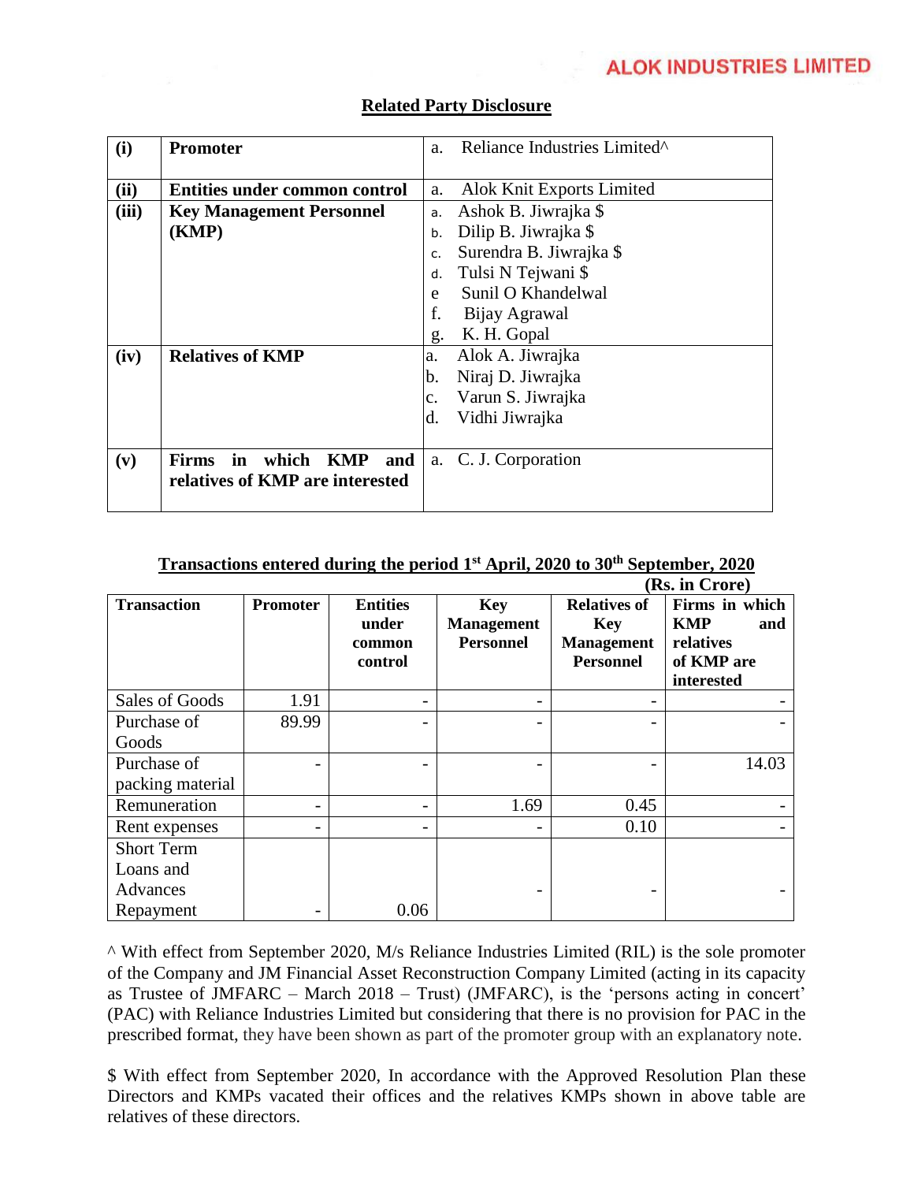## Related Party Disclosure

| | | |
|---|---|---|
| **(i)** | **Promoter** | a. Reliance Industries Limited^ |
| **(ii)** | **Entities under common control** | a. Alok Knit Exports Limited |
| **(iii)** | **Key Management Personnel (KMP)** | a. Ashok B. Jiwrajka $<br>b. Dilip B. Jiwrajka $<br>c. Surendra B. Jiwrajka $<br>d. Tulsi N Tejwani $<br>e Sunil O Khandelwal<br>f. Bijay Agrawal<br>g. K. H. Gopal |
| **(iv)** | **Relatives of KMP** | a. Alok A. Jiwrajka<br>b. Niraj D. Jiwrajka<br>c. Varun S. Jiwrajka<br>d. Vidhi Jiwrajka |
| **(v)** | **Firms in which KMP and relatives of KMP are interested** | a. C. J. Corporation |

## Transactions entered during the period 1st April, 2020 to 30th September, 2020

**(Rs. in Crore)**

| Transaction | Promoter | Entities under common control | Key Management Personnel | Relatives of Key Management Personnel | Firms in which KMP and relatives of KMP are interested |
|---|---|---|---|---|---|
| Sales of Goods | 1.91 | - | - | - | - |
| Purchase of Goods | 89.99 | - | - | - | - |
| Purchase of packing material | - | - | - | - | 14.03 |
| Remuneration | - | - | 1.69 | 0.45 | - |
| Rent expenses | - | - | - | 0.10 | - |
| Short Term Loans and Advances Repayment | - | 0.06 | - | - | - |

^ With effect from September 2020, M/s Reliance Industries Limited (RIL) is the sole promoter of the Company and JM Financial Asset Reconstruction Company Limited (acting in its capacity as Trustee of JMFARC – March 2018 – Trust) (JMFARC), is the 'persons acting in concert' (PAC) with Reliance Industries Limited but considering that there is no provision for PAC in the prescribed format, they have been shown as part of the promoter group with an explanatory note.

$ With effect from September 2020, In accordance with the Approved Resolution Plan these Directors and KMPs vacated their offices and the relatives KMPs shown in above table are relatives of these directors.